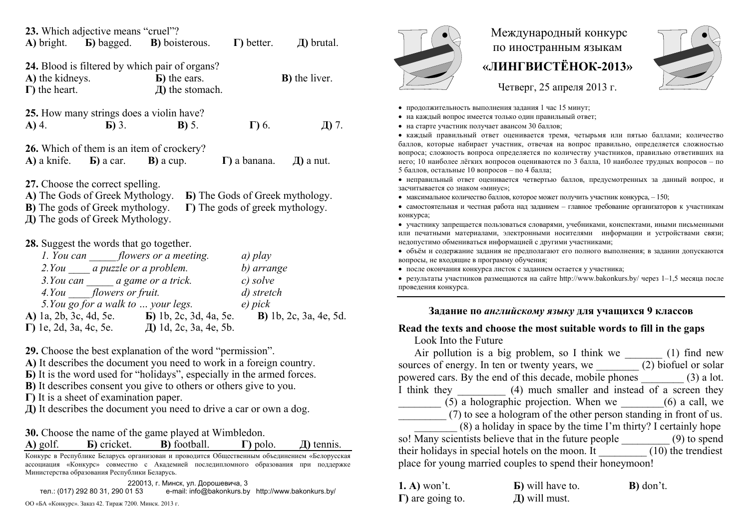23. Which adjective means "cruel"?
**А)** bright. **Б)** bagged. **В)** boisterous. **Г)** better. **Д)** brutal.

24. Blood is filtered by which pair of organs?
**А)** the kidneys. **Б)** the ears. **В)** the liver.
**Г)** the heart. **Д)** the stomach.

25. How many strings does a violin have?
**А)** 4. **Б)** 3. **В)** 5. **Г)** 6. **Д)** 7.

26. Which of them is an item of crockery?
**А)** a knife. **Б)** a car. **В)** a cup. **Г)** a banana. **Д)** a nut.

27. Choose the correct spelling.
**А)** The Gods of Greek Mythology. **Б)** The Gods of Greek mythology.
**В)** The gods of Greek mythology. **Г)** The gods of greek mythology.
**Д)** The gods of Greek Mythology.

28. Suggest the words that go together.

*1. You can _____ flowers or a meeting.* — *a) play*
*2.You ____ a puzzle or a problem.* — *b) arrange*
*3.You can _____ a game or a trick.* — *c) solve*
*4.You ____ flowers or fruit.* — *d) stretch*
*5.You go for a walk to … your legs.* — *e) pick*

**А)** 1a, 2b, 3c, 4d, 5e. **Б)** 1b, 2c, 3d, 4a, 5e. **В)** 1b, 2c, 3a, 4e, 5d.
**Г)** 1e, 2d, 3a, 4c, 5e. **Д)** 1d, 2c, 3a, 4e, 5b.

29. Choose the best explanation of the word "permission".
**А)** It describes the document you need to work in a foreign country.
**Б)** It is the word used for "holidays", especially in the armed forces.
**В)** It describes consent you give to others or others give to you.
**Г)** It is a sheet of examination paper.
**Д)** It describes the document you need to drive a car or own a dog.

30. Choose the name of the game played at Wimbledon.
**А)** golf. **Б)** cricket. **В)** football. **Г)** polo. **Д)** tennis.

Конкурс в Республике Беларусь организован и проводится Общественным объединением «Белорусская ассоциация «Конкурс» совместно с Академией последипломного образования при поддержке Министерства образования Республики Беларусь.

220013, г. Минск, ул. Дорошевича, 3
тел.: (017) 292 80 31, 290 01 53 e-mail: info@bakonkurs.by http://www.bakonkurs.by/

ОО «БА «Конкурс». Заказ 42. Тираж 7200. Минск. 2013 г.

# Международный конкурс по иностранным языкам «ЛИНГВИСТЁНОК-2013»

Четверг, 25 апреля 2013 г.

- продолжительность выполнения задания 1 час 15 минут;
- на каждый вопрос имеется только один правильный ответ;
- на старте участник получает авансом 30 баллов;
- каждый правильный ответ оценивается тремя, четырьмя или пятью баллами; количество баллов, которые набирает участник, отвечая на вопрос правильно, определяется сложностью вопроса; сложность вопроса определяется по количеству участников, правильно ответивших на него; 10 наиболее лёгких вопросов оцениваются по 3 балла, 10 наиболее трудных вопросов – по 5 баллов, остальные 10 вопросов – по 4 балла;
- неправильный ответ оценивается четвертью баллов, предусмотренных за данный вопрос, и засчитывается со знаком «минус»;
- максимальное количество баллов, которое может получить участник конкурса, – 150;
- самостоятельная и честная работа над заданием – главное требование организаторов к участникам конкурса;
- участнику запрещается пользоваться словарями, учебниками, конспектами, иными письменными или печатными материалами, электронными носителями информации и устройствами связи; недопустимо обмениваться информацией с другими участниками;
- объём и содержание задания не предполагают его полного выполнения; в задании допускаются вопросы, не входящие в программу обучения;
- после окончания конкурса листок с заданием остается у участника;
- результаты участников размещаются на сайте http://www.bakonkurs.by/ через 1–1,5 месяца после проведения конкурса.

## Задание по *английскому языку* для учащихся 9 классов

**Read the texts and choose the most suitable words to fill in the gaps**

Look Into the Future

Air pollution is a big problem, so I think we _______ (1) find new sources of energy. In ten or twenty years, we ________ (2) biofuel or solar powered cars. By the end of this decade, mobile phones ________ (3) a lot. I think they _________ (4) much smaller and instead of a screen they ________ (5) a holographic projection. When we ________(6) a call, we _________ (7) to see a hologram of the other person standing in front of us.

________ (8) a holiday in space by the time I'm thirty? I certainly hope so! Many scientists believe that in the future people _________ (9) to spend their holidays in special hotels on the moon. It _________ (10) the trendiest place for young married couples to spend their honeymoon!

1. **А)** won't. **Б)** will have to. **В)** don't.
**Г)** are going to. **Д)** will must.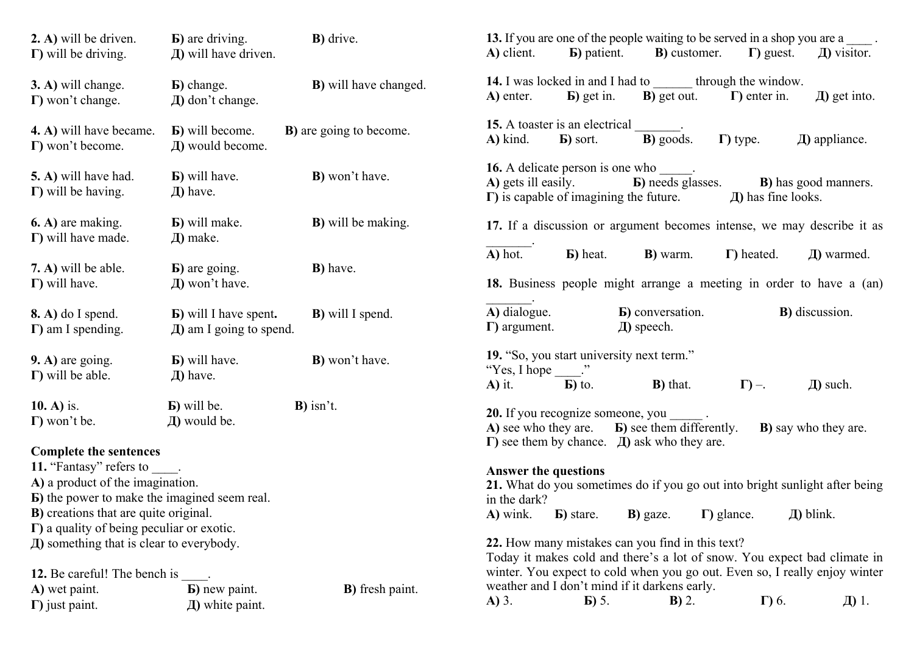**2. А)** will be driven. **Б)** are driving. **В)** drive.
**Г)** will be driving. **Д)** will have driven.

**3. А)** will change. **Б)** change. **В)** will have changed.
**Г)** won't change. **Д)** don't change.

**4. А)** will have became. **Б)** will become. **В)** are going to become.
**Г)** won't become. **Д)** would become.

**5. А)** will have had. **Б)** will have. **В)** won't have.
**Г)** will be having. **Д)** have.

**6. А)** are making. **Б)** will make. **В)** will be making.
**Г)** will have made. **Д)** make.

**7. А)** will be able. **Б)** are going. **В)** have.
**Г)** will have. **Д)** won't have.

**8. А)** do I spend. **Б)** will I have spent**.** **В)** will I spend.
**Г)** am I spending. **Д)** am I going to spend.

**9. А)** are going. **Б)** will have. **В)** won't have.
**Г)** will be able. **Д)** have.

**10. А)** is. **Б)** will be. **В)** isn't.
**Г)** won't be. **Д)** would be.

**Complete the sentences**

**11.** "Fantasy" refers to ____.
**А)** a product of the imagination.
**Б)** the power to make the imagined seem real.
**В)** creations that are quite original.
**Г)** a quality of being peculiar or exotic.
**Д)** something that is clear to everybody.

**12.** Be careful! The bench is ____.
**А)** wet paint. **Б)** new paint. **В)** fresh paint.
**Г)** just paint. **Д)** white paint.

**13.** If you are one of the people waiting to be served in a shop you are a ____ .
**А)** client. **Б)** patient. **В)** customer. **Г)** guest. **Д)** visitor.

**14.** I was locked in and I had to ______ through the window.
**А)** enter. **Б)** get in. **В)** get out. **Г)** enter in. **Д)** get into.

**15.** A toaster is an electrical _______.
**А)** kind. **Б)** sort. **В)** goods. **Г)** type. **Д)** appliance.

**16.** A delicate person is one who _____.
**А)** gets ill easily. **Б)** needs glasses. **В)** has good manners.
**Г)** is capable of imagining the future. **Д)** has fine looks.

**17.** If a discussion or argument becomes intense, we may describe it as _______.
**А)** hot. **Б)** heat. **В)** warm. **Г)** heated. **Д)** warmed.

**18.** Business people might arrange a meeting in order to have a (an) _______.
**А)** dialogue. **Б)** conversation. **В)** discussion.
**Г)** argument. **Д)** speech.

**19.** "So, you start university next term."
"Yes, I hope ____."
**А)** it. **Б)** to. **В)** that. **Г)** –. **Д)** such.

**20.** If you recognize someone, you _____ .
**А)** see who they are. **Б)** see them differently. **В)** say who they are.
**Г)** see them by chance. **Д)** ask who they are.

**Answer the questions**

**21.** What do you sometimes do if you go out into bright sunlight after being in the dark?
**А)** wink. **Б)** stare. **В)** gaze. **Г)** glance. **Д)** blink.

**22.** How many mistakes can you find in this text?
Today it makes cold and there's a lot of snow. You expect bad climate in winter. You expect to cold when you go out. Even so, I really enjoy winter weather and I don't mind if it darkens early.
**А)** 3. **Б)** 5. **В)** 2. **Г)** 6. **Д)** 1.